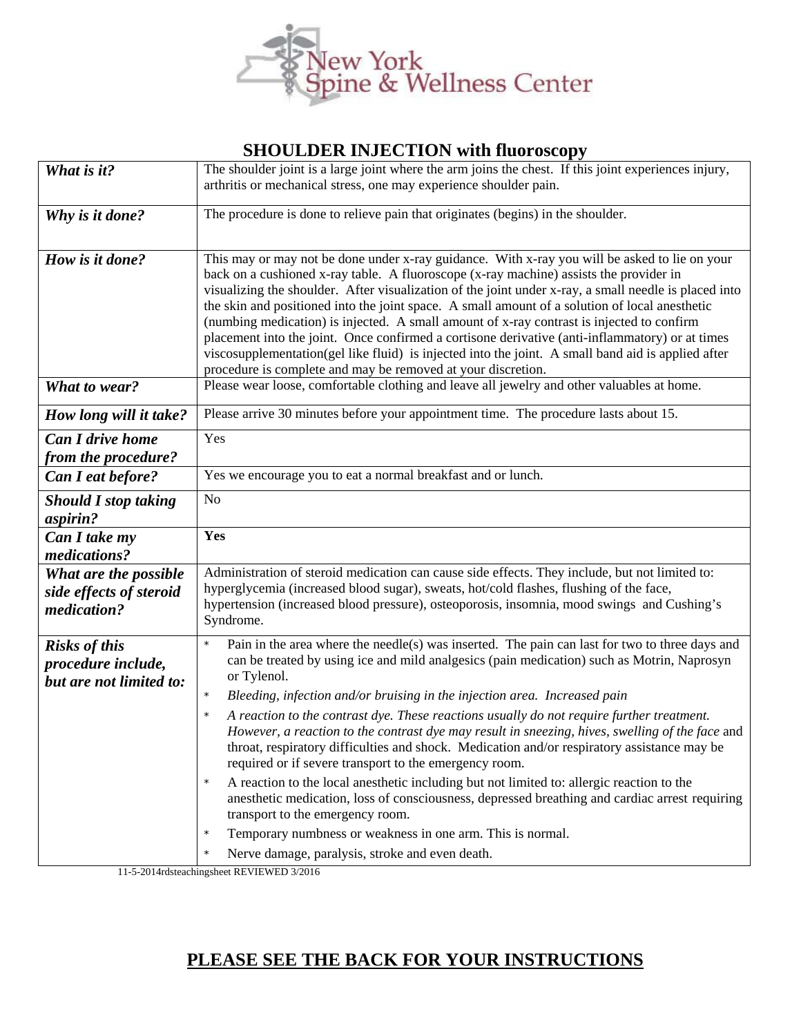New York Spine & Wellness Center

# SHOULDER INJECTION with fluoroscopy

| | |
|---|---|
| ***What is it?*** | The shoulder joint is a large joint where the arm joins the chest. If this joint experiences injury, arthritis or mechanical stress, one may experience shoulder pain. |
| ***Why is it done?*** | The procedure is done to relieve pain that originates (begins) in the shoulder. |
| ***How is it done?*** | This may or may not be done under x-ray guidance. With x-ray you will be asked to lie on your back on a cushioned x-ray table. A fluoroscope (x-ray machine) assists the provider in visualizing the shoulder. After visualization of the joint under x-ray, a small needle is placed into the skin and positioned into the joint space. A small amount of a solution of local anesthetic (numbing medication) is injected. A small amount of x-ray contrast is injected to confirm placement into the joint. Once confirmed a cortisone derivative (anti-inflammatory) or at times viscosupplementation(gel like fluid) is injected into the joint. A small band aid is applied after procedure is complete and may be removed at your discretion. |
| ***What to wear?*** | Please wear loose, comfortable clothing and leave all jewelry and other valuables at home. |
| ***How long will it take?*** | Please arrive 30 minutes before your appointment time. The procedure lasts about 15. |
| ***Can I drive home from the procedure?*** | Yes |
| ***Can I eat before?*** | Yes we encourage you to eat a normal breakfast and or lunch. |
| ***Should I stop taking aspirin?*** | No |
| ***Can I take my medications?*** | **Yes** |
| ***What are the possible side effects of steroid medication?*** | Administration of steroid medication can cause side effects. They include, but not limited to: hyperglycemia (increased blood sugar), sweats, hot/cold flashes, flushing of the face, hypertension (increased blood pressure), osteoporosis, insomnia, mood swings and Cushing's Syndrome. |
| ***Risks of this procedure include, but are not limited to:*** | * Pain in the area where the needle(s) was inserted. The pain can last for two to three days and can be treated by using ice and mild analgesics (pain medication) such as Motrin, Naprosyn or Tylenol.<br>* *Bleeding, infection and/or bruising in the injection area. Increased pain*<br>* *A reaction to the contrast dye. These reactions usually do not require further treatment. However, a reaction to the contrast dye may result in sneezing, hives, swelling of the face* and throat, respiratory difficulties and shock. Medication and/or respiratory assistance may be required or if severe transport to the emergency room.<br>* A reaction to the local anesthetic including but not limited to: allergic reaction to the anesthetic medication, loss of consciousness, depressed breathing and cardiac arrest requiring transport to the emergency room.<br>* Temporary numbness or weakness in one arm. This is normal.<br>* Nerve damage, paralysis, stroke and even death. |

11-5-2014rdsteachingsheet REVIEWED 3/2016

## PLEASE SEE THE BACK FOR YOUR INSTRUCTIONS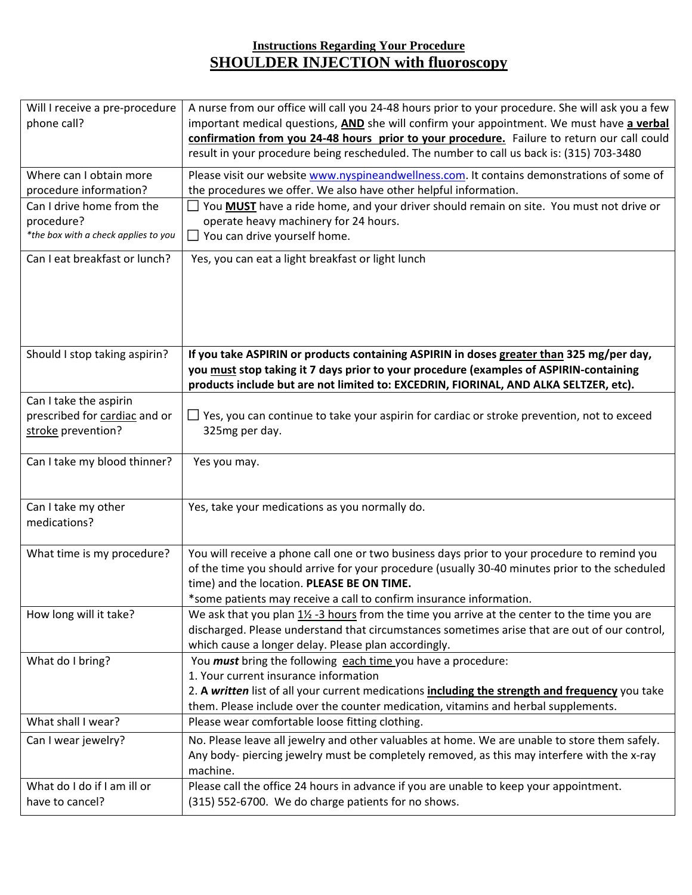## Instructions Regarding Your Procedure

# SHOULDER INJECTION with fluoroscopy

| | |
|---|---|
| Will I receive a pre-procedure phone call? | A nurse from our office will call you 24-48 hours prior to your procedure. She will ask you a few important medical questions, **AND** she will confirm your appointment. We must have **a verbal confirmation from you 24-48 hours prior to your procedure.** Failure to return our call could result in your procedure being rescheduled. The number to call us back is: (315) 703-3480 |
| Where can I obtain more procedure information? | Please visit our website www.nyspineandwellness.com. It contains demonstrations of some of the procedures we offer. We also have other helpful information. |
| Can I drive home from the procedure? *\*the box with a check applies to you* | ☐ You **MUST** have a ride home, and your driver should remain on site. You must not drive or operate heavy machinery for 24 hours. ☐ You can drive yourself home. |
| Can I eat breakfast or lunch? | Yes, you can eat a light breakfast or light lunch |
| Should I stop taking aspirin? | **If you take ASPIRIN or products containing ASPIRIN in doses greater than 325 mg/per day, you must stop taking it 7 days prior to your procedure (examples of ASPIRIN-containing products include but are not limited to: EXCEDRIN, FIORINAL, AND ALKA SELTZER, etc).** |
| Can I take the aspirin prescribed for cardiac and or stroke prevention? | ☐ Yes, you can continue to take your aspirin for cardiac or stroke prevention, not to exceed 325mg per day. |
| Can I take my blood thinner? | Yes you may. |
| Can I take my other medications? | Yes, take your medications as you normally do. |
| What time is my procedure? | You will receive a phone call one or two business days prior to your procedure to remind you of the time you should arrive for your procedure (usually 30-40 minutes prior to the scheduled time) and the location. **PLEASE BE ON TIME.** \*some patients may receive a call to confirm insurance information. |
| How long will it take? | We ask that you plan 1½ -3 hours from the time you arrive at the center to the time you are discharged. Please understand that circumstances sometimes arise that are out of our control, which cause a longer delay. Please plan accordingly. |
| What do I bring? | You ***must*** bring the following each time you have a procedure: 1. Your current insurance information 2. **A *written*** list of all your current medications **including the strength and frequency** you take them. Please include over the counter medication, vitamins and herbal supplements. |
| What shall I wear? | Please wear comfortable loose fitting clothing. |
| Can I wear jewelry? | No. Please leave all jewelry and other valuables at home. We are unable to store them safely. Any body- piercing jewelry must be completely removed, as this may interfere with the x-ray machine. |
| What do I do if I am ill or have to cancel? | Please call the office 24 hours in advance if you are unable to keep your appointment. (315) 552-6700. We do charge patients for no shows. |